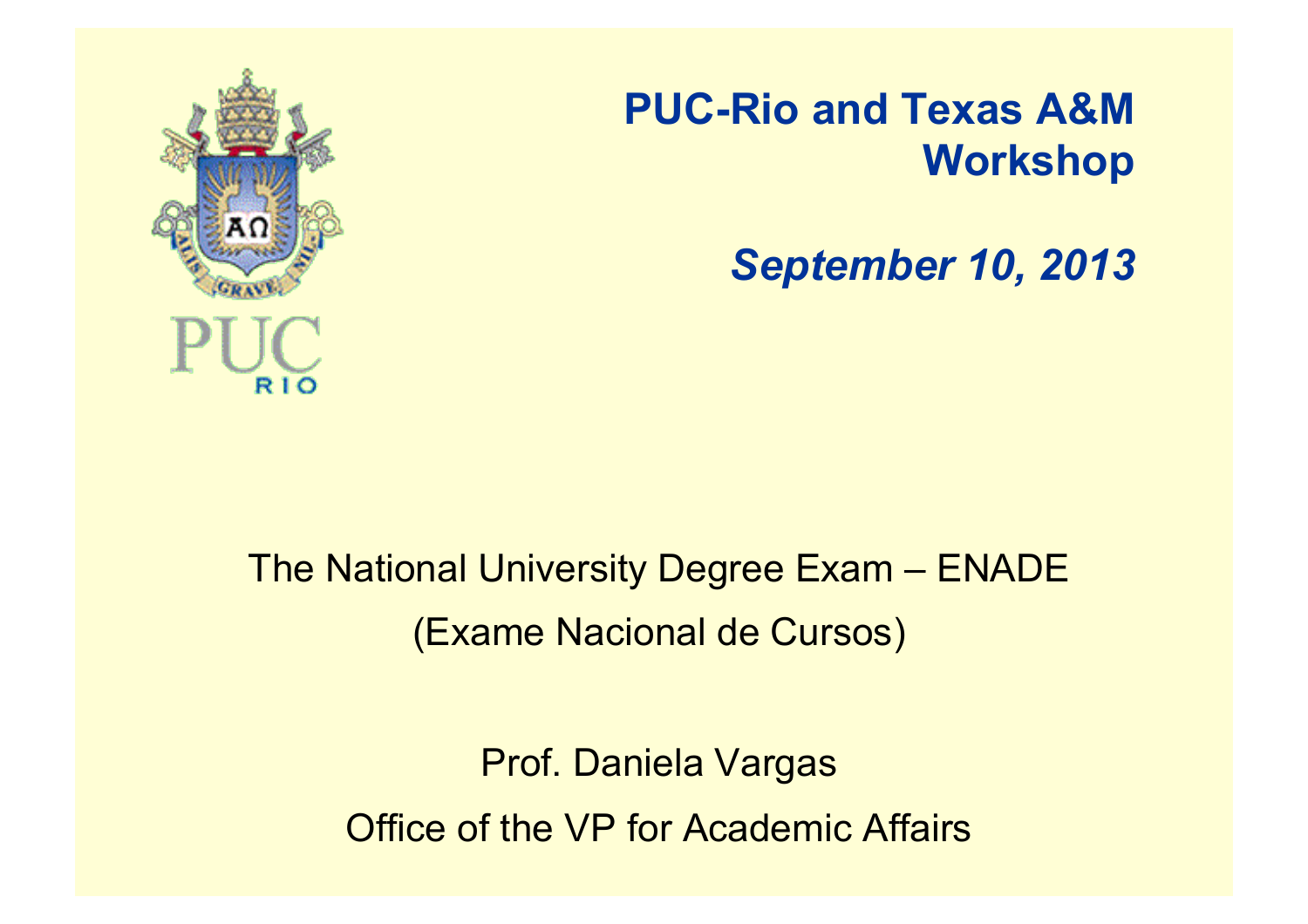# PUC-Rio and Texas A&M Workshop

*September 10, 2013*

The National University Degree Exam – ENADE

(Exame Nacional de Cursos)

Prof. Daniela Vargas

Office of the VP for Academic Affairs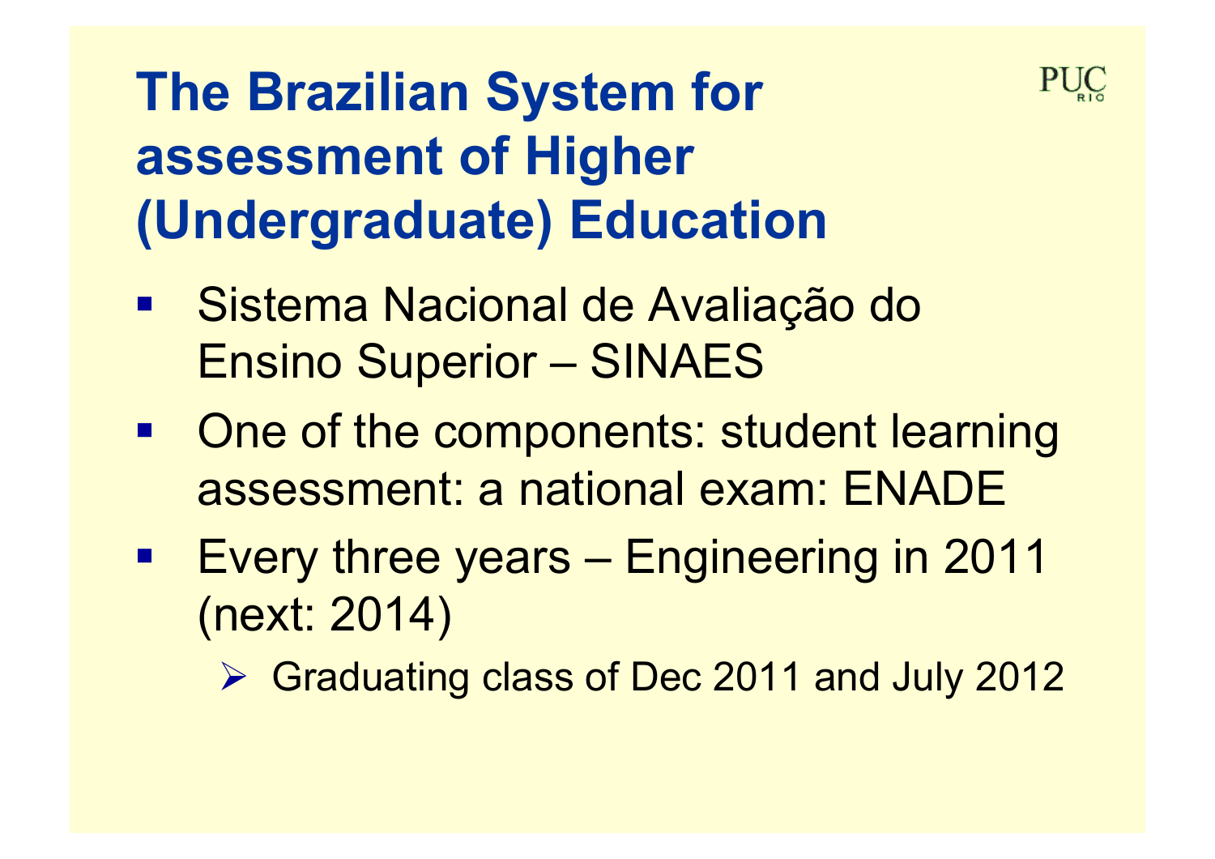# The Brazilian System for assessment of Higher (Undergraduate) Education

- Sistema Nacional de Avaliação do Ensino Superior – SINAES
- One of the components: student learning assessment: a national exam: ENADE
- Every three years – Engineering in 2011 (next: 2014)
  - Graduating class of Dec 2011 and July 2012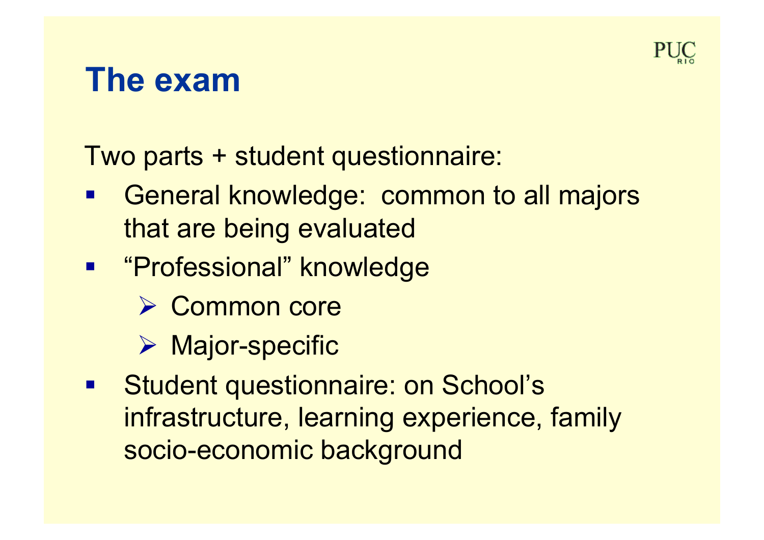# The exam

Two parts + student questionnaire:

- General knowledge: common to all majors that are being evaluated
- "Professional" knowledge
  - Common core
  - Major-specific
- Student questionnaire: on School's infrastructure, learning experience, family socio-economic background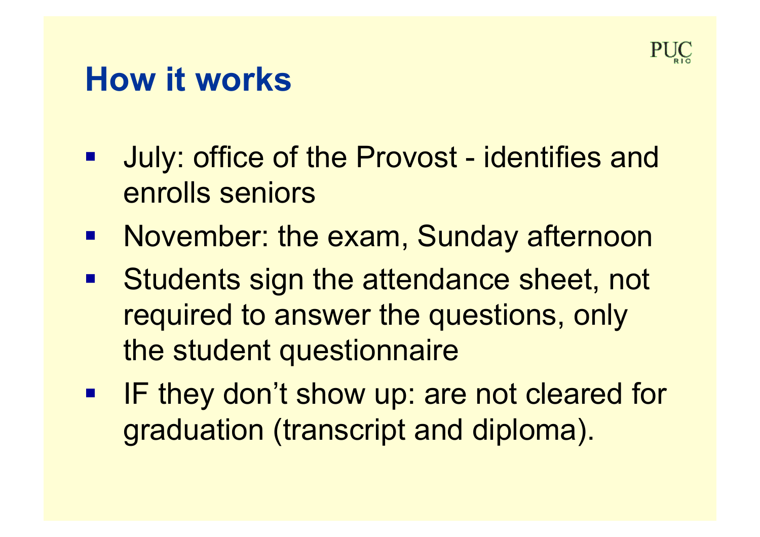# How it works

- July: office of the Provost - identifies and enrolls seniors
- November: the exam, Sunday afternoon
- Students sign the attendance sheet, not required to answer the questions, only the student questionnaire
- IF they don't show up: are not cleared for graduation (transcript and diploma).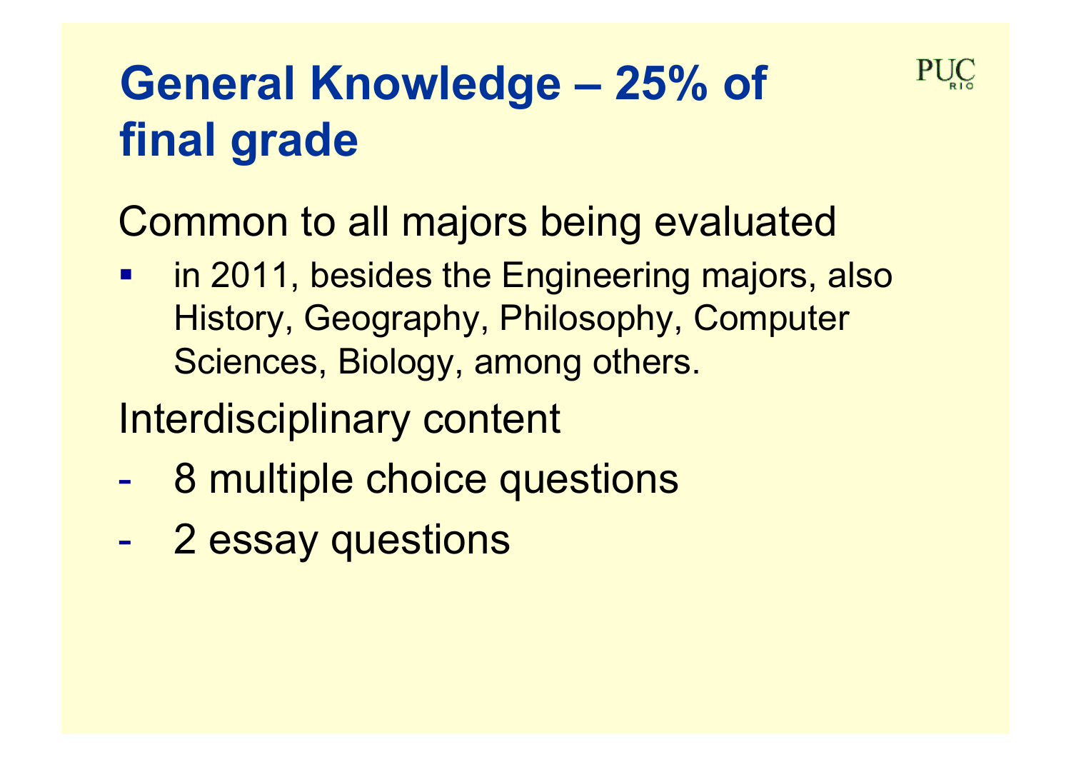# General Knowledge – 25% of final grade

Common to all majors being evaluated

- in 2011, besides the Engineering majors, also History, Geography, Philosophy, Computer Sciences, Biology, among others.

Interdisciplinary content

- 8 multiple choice questions
- 2 essay questions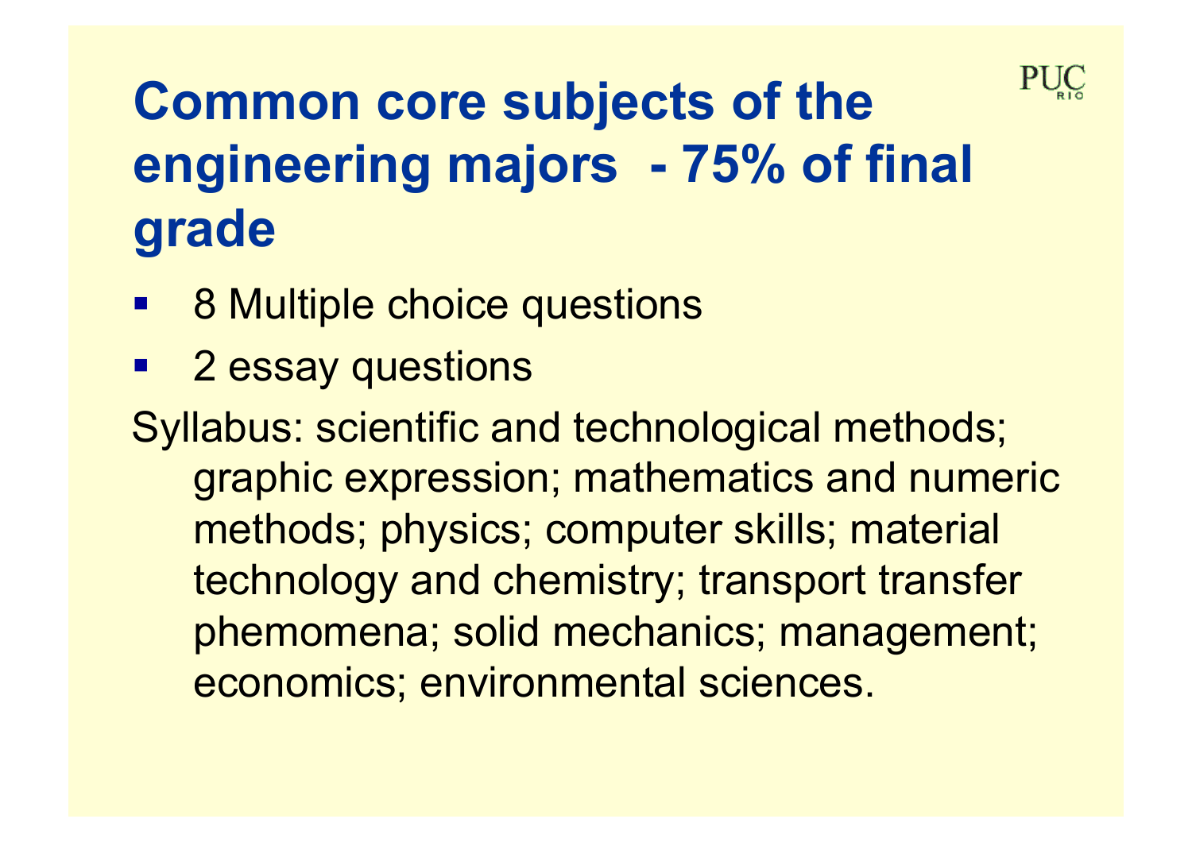# Common core subjects of the engineering majors - 75% of final grade

- 8 Multiple choice questions
- 2 essay questions

Syllabus: scientific and technological methods; graphic expression; mathematics and numeric methods; physics; computer skills; material technology and chemistry; transport transfer phemomena; solid mechanics; management; economics; environmental sciences.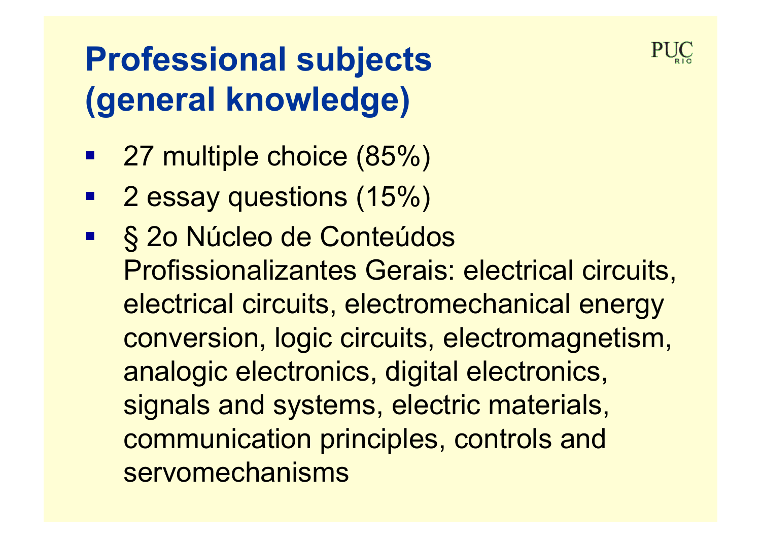# Professional subjects (general knowledge)

- 27 multiple choice (85%)
- 2 essay questions (15%)
- § 2o Núcleo de Conteúdos Profissionalizantes Gerais: electrical circuits, electrical circuits, electromechanical energy conversion, logic circuits, electromagnetism, analogic electronics, digital electronics, signals and systems, electric materials, communication principles, controls and servomechanisms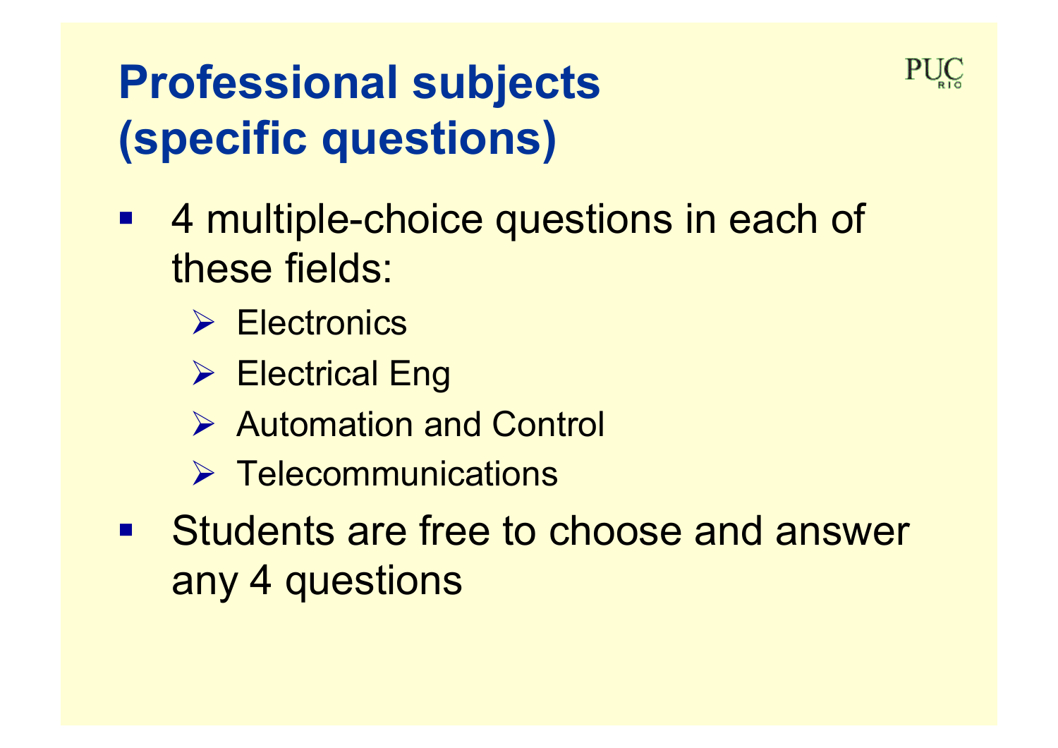# Professional subjects (specific questions)

- 4 multiple-choice questions in each of these fields:
  - Electronics
  - Electrical Eng
  - Automation and Control
  - Telecommunications
- Students are free to choose and answer any 4 questions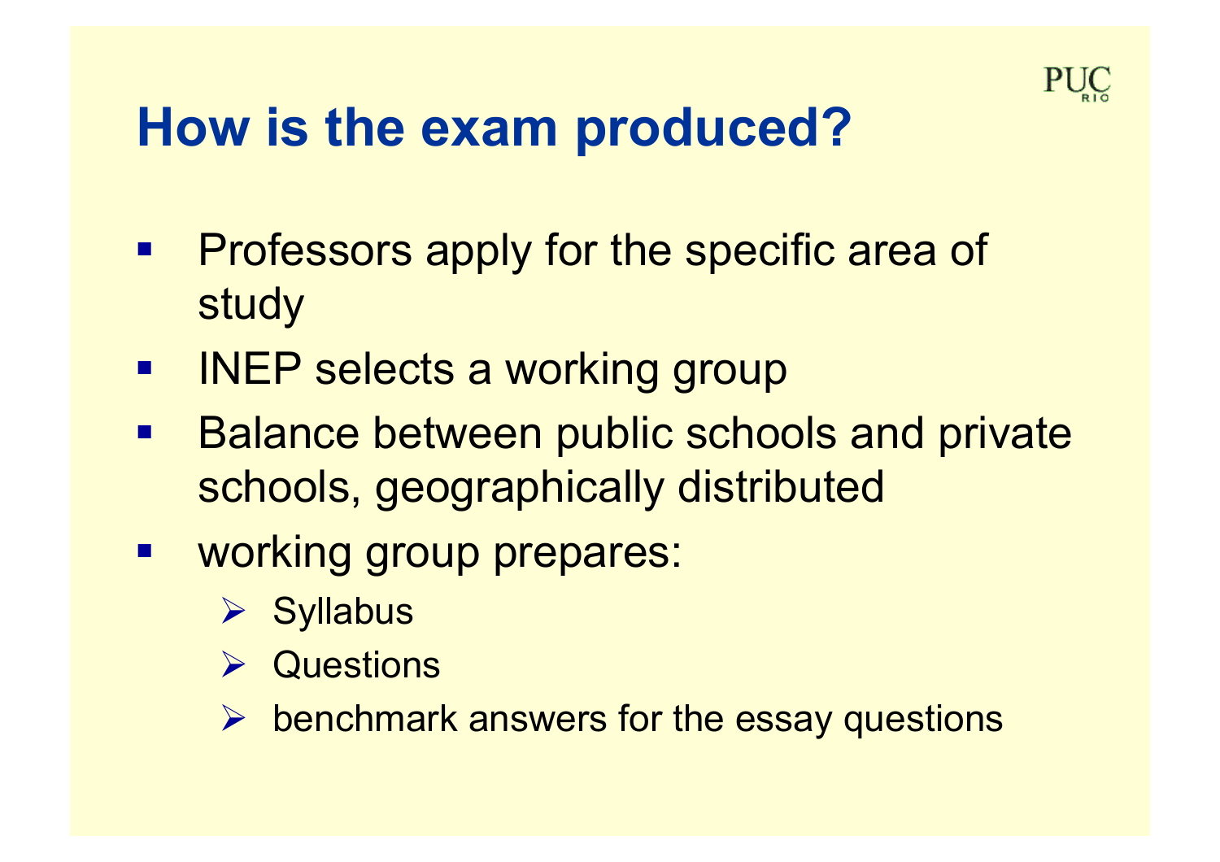# How is the exam produced?

- Professors apply for the specific area of study
- INEP selects a working group
- Balance between public schools and private schools, geographically distributed
- working group prepares:
  - Syllabus
  - Questions
  - benchmark answers for the essay questions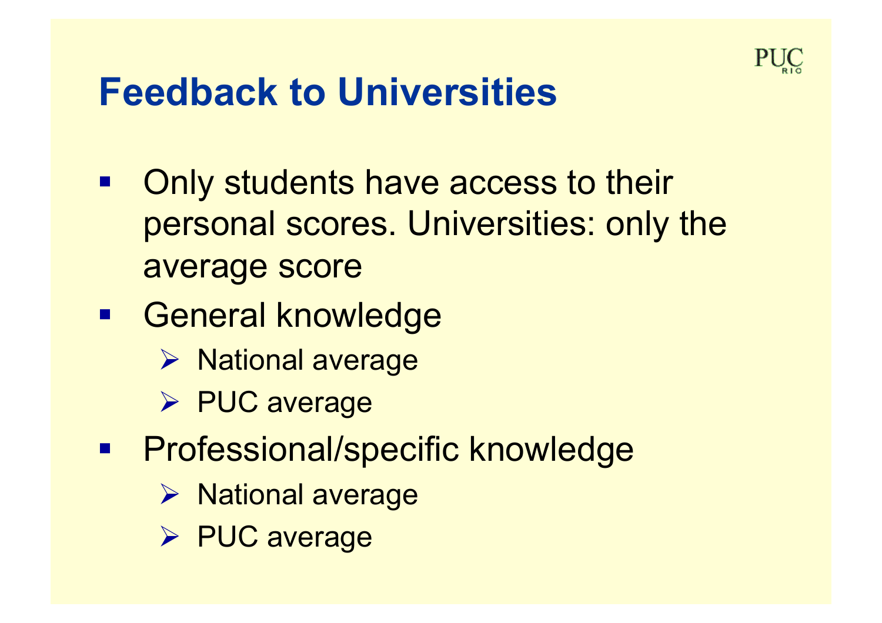# Feedback to Universities

- Only students have access to their personal scores. Universities: only the average score
- General knowledge
  - National average
  - PUC average
- Professional/specific knowledge
  - National average
  - PUC average